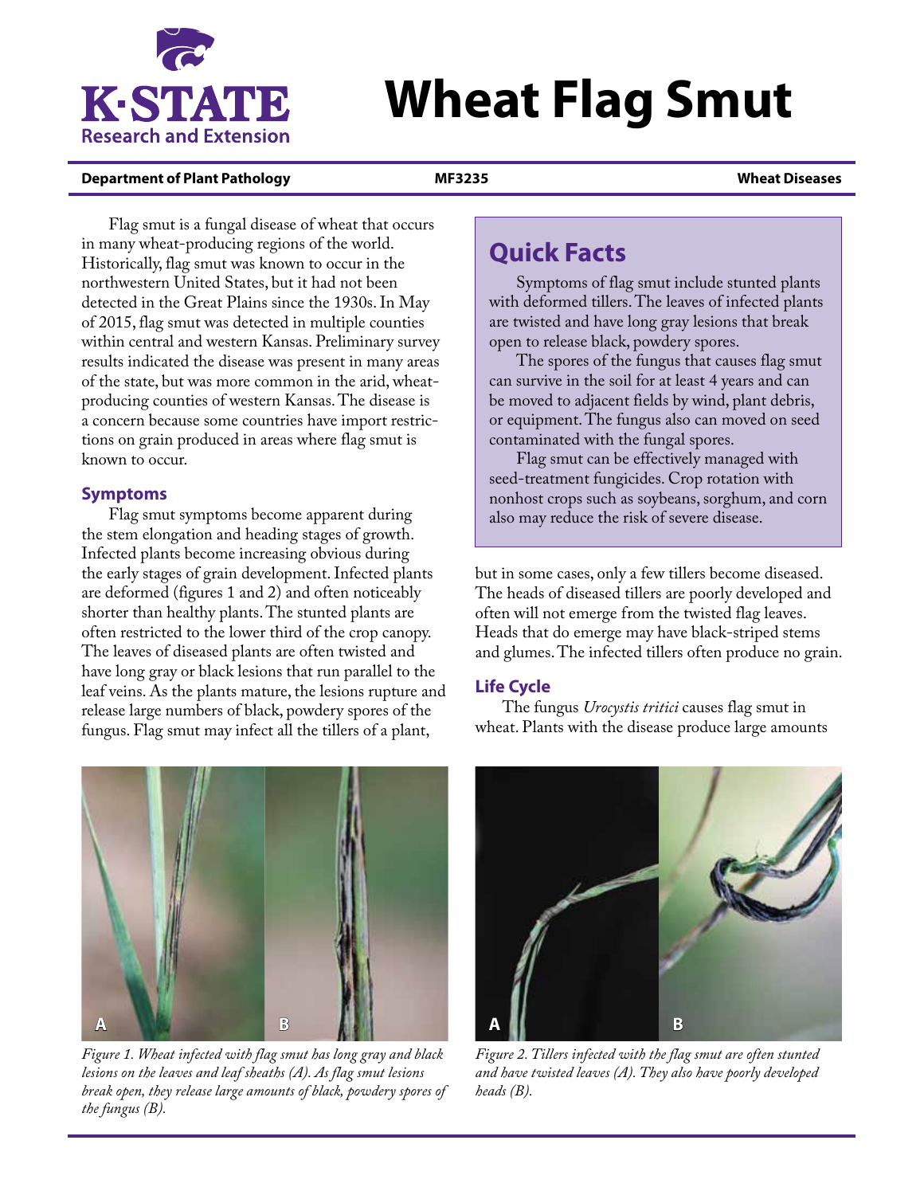# Wheat Flag Smut

**Department of Plant Pathology** — **MF3235** — **Wheat Diseases**

Flag smut is a fungal disease of wheat that occurs in many wheat-producing regions of the world. Historically, flag smut was known to occur in the northwestern United States, but it had not been detected in the Great Plains since the 1930s. In May of 2015, flag smut was detected in multiple counties within central and western Kansas. Preliminary survey results indicated the disease was present in many areas of the state, but was more common in the arid, wheat-producing counties of western Kansas. The disease is a concern because some countries have import restrictions on grain produced in areas where flag smut is known to occur.

## Quick Facts

Symptoms of flag smut include stunted plants with deformed tillers. The leaves of infected plants are twisted and have long gray lesions that break open to release black, powdery spores.

The spores of the fungus that causes flag smut can survive in the soil for at least 4 years and can be moved to adjacent fields by wind, plant debris, or equipment. The fungus also can moved on seed contaminated with the fungal spores.

Flag smut can be effectively managed with seed-treatment fungicides. Crop rotation with nonhost crops such as soybeans, sorghum, and corn also may reduce the risk of severe disease.

## Symptoms

Flag smut symptoms become apparent during the stem elongation and heading stages of growth. Infected plants become increasing obvious during the early stages of grain development. Infected plants are deformed (figures 1 and 2) and often noticeably shorter than healthy plants. The stunted plants are often restricted to the lower third of the crop canopy. The leaves of diseased plants are often twisted and have long gray or black lesions that run parallel to the leaf veins. As the plants mature, the lesions rupture and release large numbers of black, powdery spores of the fungus. Flag smut may infect all the tillers of a plant, but in some cases, only a few tillers become diseased. The heads of diseased tillers are poorly developed and often will not emerge from the twisted flag leaves. Heads that do emerge may have black-striped stems and glumes. The infected tillers often produce no grain.

## Life Cycle

The fungus *Urocystis tritici* causes flag smut in wheat. Plants with the disease produce large amounts

*Figure 1. Wheat infected with flag smut has long gray and black lesions on the leaves and leaf sheaths (A). As flag smut lesions break open, they release large amounts of black, powdery spores of the fungus (B).*

*Figure 2. Tillers infected with the flag smut are often stunted and have twisted leaves (A). They also have poorly developed heads (B).*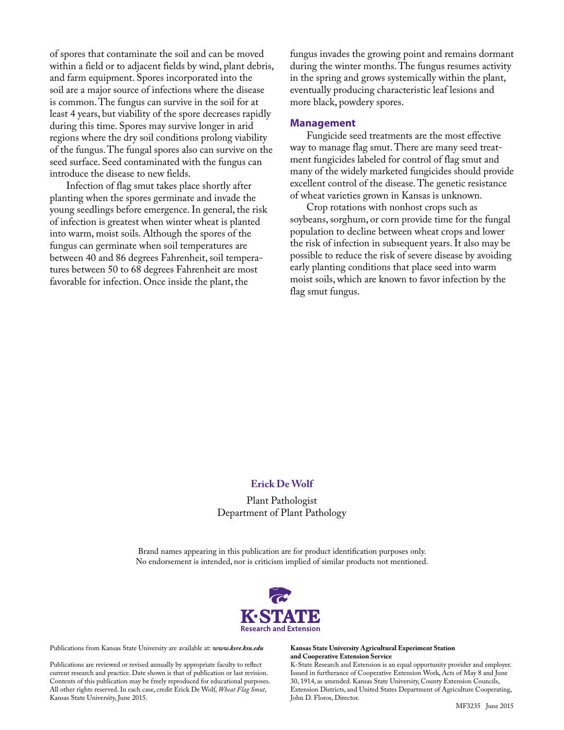of spores that contaminate the soil and can be moved within a field or to adjacent fields by wind, plant debris, and farm equipment. Spores incorporated into the soil are a major source of infections where the disease is common. The fungus can survive in the soil for at least 4 years, but viability of the spore decreases rapidly during this time. Spores may survive longer in arid regions where the dry soil conditions prolong viability of the fungus. The fungal spores also can survive on the seed surface. Seed contaminated with the fungus can introduce the disease to new fields.

Infection of flag smut takes place shortly after planting when the spores germinate and invade the young seedlings before emergence. In general, the risk of infection is greatest when winter wheat is planted into warm, moist soils. Although the spores of the fungus can germinate when soil temperatures are between 40 and 86 degrees Fahrenheit, soil temperatures between 50 to 68 degrees Fahrenheit are most favorable for infection. Once inside the plant, the fungus invades the growing point and remains dormant during the winter months. The fungus resumes activity in the spring and grows systemically within the plant, eventually producing characteristic leaf lesions and more black, powdery spores.

## Management

Fungicide seed treatments are the most effective way to manage flag smut. There are many seed treatment fungicides labeled for control of flag smut and many of the widely marketed fungicides should provide excellent control of the disease. The genetic resistance of wheat varieties grown in Kansas is unknown.

Crop rotations with nonhost crops such as soybeans, sorghum, or corn provide time for the fungal population to decline between wheat crops and lower the risk of infection in subsequent years. It also may be possible to reduce the risk of severe disease by avoiding early planting conditions that place seed into warm moist soils, which are known to favor infection by the flag smut fungus.

**Erick De Wolf**

Plant Pathologist
Department of Plant Pathology

Brand names appearing in this publication are for product identification purposes only.
No endorsement is intended, nor is criticism implied of similar products not mentioned.

K·STATE
Research and Extension

Publications from Kansas State University are available at: ***www.ksre.ksu.edu***

Publications are reviewed or revised annually by appropriate faculty to reflect current research and practice. Date shown is that of publication or last revision. Contents of this publication may be freely reproduced for educational purposes. All other rights reserved. In each case, credit Erick De Wolf, *Wheat Flag Smut*, Kansas State University, June 2015.

**Kansas State University Agricultural Experiment Station and Cooperative Extension Service**

K-State Research and Extension is an equal opportunity provider and employer. Issued in furtherance of Cooperative Extension Work, Acts of May 8 and June 30, 1914, as amended. Kansas State University, County Extension Councils, Extension Districts, and United States Department of Agriculture Cooperating, John D. Floros, Director.

MF3235 June 2015